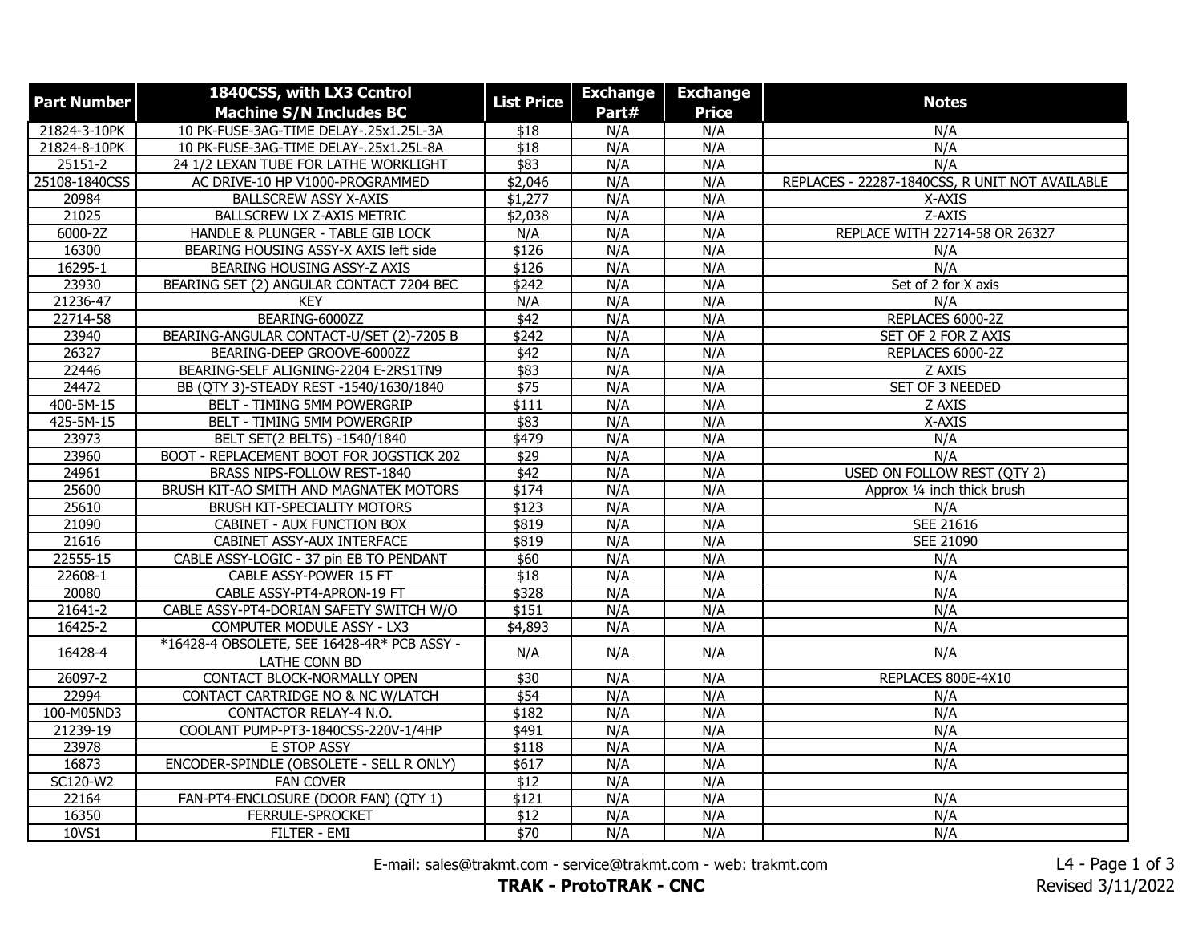| Part Number | 1840CSS, with LX3 Ccntrol Machine S/N Includes BC | List Price | Exchange Part# | Exchange Price | Notes |
|---|---|---|---|---|---|
| 21824-3-10PK | 10 PK-FUSE-3AG-TIME DELAY-.25x1.25L-3A | $18 | N/A | N/A | N/A |
| 21824-8-10PK | 10 PK-FUSE-3AG-TIME DELAY-.25x1.25L-8A | $18 | N/A | N/A | N/A |
| 25151-2 | 24 1/2 LEXAN TUBE FOR LATHE WORKLIGHT | $83 | N/A | N/A | N/A |
| 25108-1840CSS | AC DRIVE-10 HP V1000-PROGRAMMED | $2,046 | N/A | N/A | REPLACES - 22287-1840CSS, R UNIT NOT AVAILABLE |
| 20984 | BALLSCREW ASSY X-AXIS | $1,277 | N/A | N/A | X-AXIS |
| 21025 | BALLSCREW LX Z-AXIS METRIC | $2,038 | N/A | N/A | Z-AXIS |
| 6000-2Z | HANDLE & PLUNGER - TABLE GIB LOCK | N/A | N/A | N/A | REPLACE WITH 22714-58 OR 26327 |
| 16300 | BEARING HOUSING ASSY-X AXIS left side | $126 | N/A | N/A | N/A |
| 16295-1 | BEARING HOUSING ASSY-Z AXIS | $126 | N/A | N/A | N/A |
| 23930 | BEARING SET (2) ANGULAR CONTACT 7204 BEC | $242 | N/A | N/A | Set of 2 for X axis |
| 21236-47 | KEY | N/A | N/A | N/A | N/A |
| 22714-58 | BEARING-6000ZZ | $42 | N/A | N/A | REPLACES 6000-2Z |
| 23940 | BEARING-ANGULAR CONTACT-U/SET (2)-7205 B | $242 | N/A | N/A | SET OF 2 FOR Z AXIS |
| 26327 | BEARING-DEEP GROOVE-6000ZZ | $42 | N/A | N/A | REPLACES 6000-2Z |
| 22446 | BEARING-SELF ALIGNING-2204 E-2RS1TN9 | $83 | N/A | N/A | Z AXIS |
| 24472 | BB (QTY 3)-STEADY REST -1540/1630/1840 | $75 | N/A | N/A | SET OF 3 NEEDED |
| 400-5M-15 | BELT - TIMING 5MM POWERGRIP | $111 | N/A | N/A | Z AXIS |
| 425-5M-15 | BELT - TIMING 5MM POWERGRIP | $83 | N/A | N/A | X-AXIS |
| 23973 | BELT SET(2 BELTS) -1540/1840 | $479 | N/A | N/A | N/A |
| 23960 | BOOT - REPLACEMENT BOOT FOR JOGSTICK 202 | $29 | N/A | N/A | N/A |
| 24961 | BRASS NIPS-FOLLOW REST-1840 | $42 | N/A | N/A | USED ON FOLLOW REST (QTY 2) |
| 25600 | BRUSH KIT-AO SMITH AND MAGNATEK MOTORS | $174 | N/A | N/A | Approx ¼ inch thick brush |
| 25610 | BRUSH KIT-SPECIALITY MOTORS | $123 | N/A | N/A | N/A |
| 21090 | CABINET - AUX FUNCTION BOX | $819 | N/A | N/A | SEE 21616 |
| 21616 | CABINET ASSY-AUX INTERFACE | $819 | N/A | N/A | SEE 21090 |
| 22555-15 | CABLE ASSY-LOGIC - 37 pin EB TO PENDANT | $60 | N/A | N/A | N/A |
| 22608-1 | CABLE ASSY-POWER 15 FT | $18 | N/A | N/A | N/A |
| 20080 | CABLE ASSY-PT4-APRON-19 FT | $328 | N/A | N/A | N/A |
| 21641-2 | CABLE ASSY-PT4-DORIAN SAFETY SWITCH W/O | $151 | N/A | N/A | N/A |
| 16425-2 | COMPUTER MODULE ASSY - LX3 | $4,893 | N/A | N/A | N/A |
| 16428-4 | *16428-4 OBSOLETE, SEE 16428-4R* PCB ASSY - LATHE CONN BD | N/A | N/A | N/A | N/A |
| 26097-2 | CONTACT BLOCK-NORMALLY OPEN | $30 | N/A | N/A | REPLACES 800E-4X10 |
| 22994 | CONTACT CARTRIDGE NO & NC W/LATCH | $54 | N/A | N/A | N/A |
| 100-M05ND3 | CONTACTOR RELAY-4 N.O. | $182 | N/A | N/A | N/A |
| 21239-19 | COOLANT PUMP-PT3-1840CSS-220V-1/4HP | $491 | N/A | N/A | N/A |
| 23978 | E STOP ASSY | $118 | N/A | N/A | N/A |
| 16873 | ENCODER-SPINDLE (OBSOLETE - SELL R ONLY) | $617 | N/A | N/A | N/A |
| SC120-W2 | FAN COVER | $12 | N/A | N/A | |
| 22164 | FAN-PT4-ENCLOSURE (DOOR FAN) (QTY 1) | $121 | N/A | N/A | N/A |
| 16350 | FERRULE-SPROCKET | $12 | N/A | N/A | N/A |
| 10VS1 | FILTER - EMI | $70 | N/A | N/A | N/A |

E-mail: sales@trakmt.com - service@trakmt.com - web: trakmt.com

**TRAK - ProtoTRAK - CNC**

Revised 3/11/2022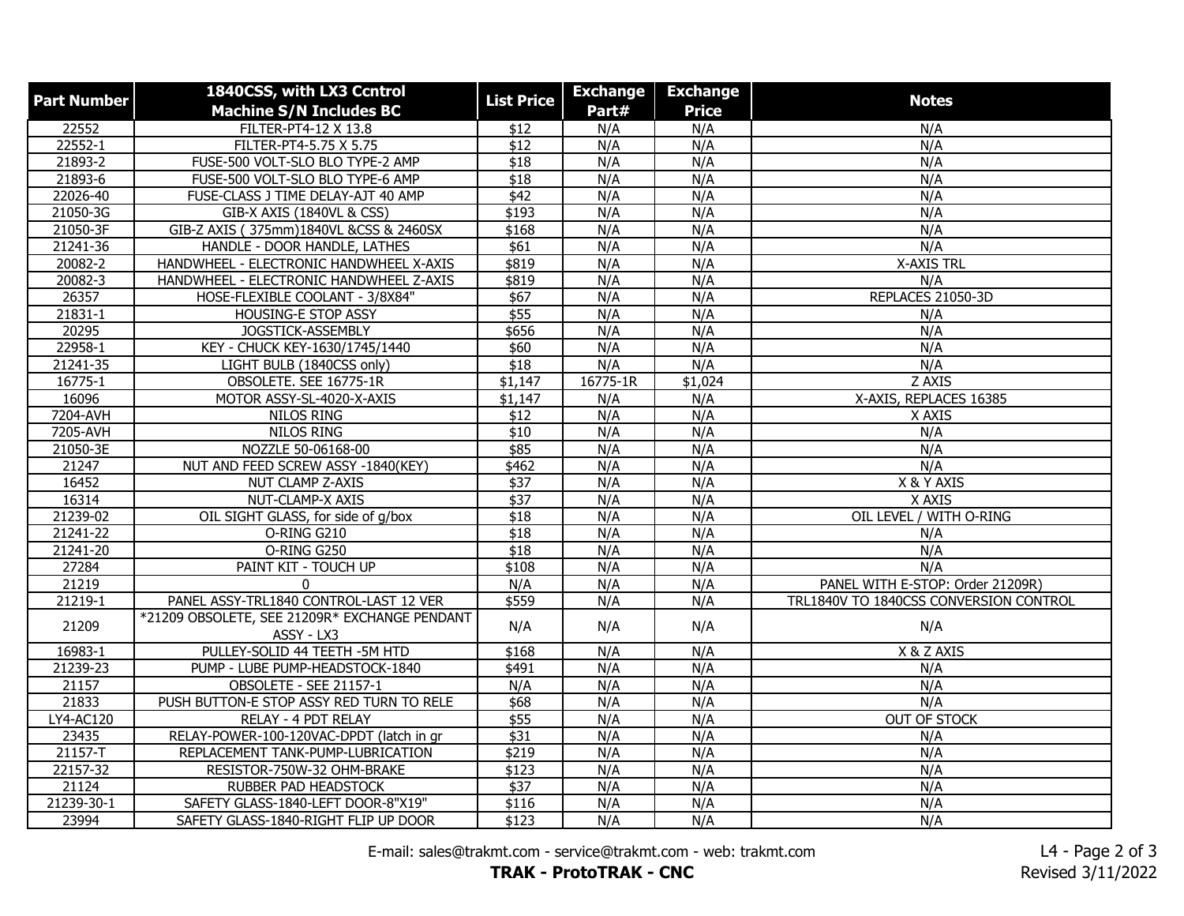| Part Number | 1840CSS, with LX3 Ccntrol Machine S/N Includes BC | List Price | Exchange Part# | Exchange Price | Notes |
|---|---|---|---|---|---|
| 22552 | FILTER-PT4-12 X 13.8 | $12 | N/A | N/A | N/A |
| 22552-1 | FILTER-PT4-5.75 X 5.75 | $12 | N/A | N/A | N/A |
| 21893-2 | FUSE-500 VOLT-SLO BLO TYPE-2 AMP | $18 | N/A | N/A | N/A |
| 21893-6 | FUSE-500 VOLT-SLO BLO TYPE-6 AMP | $18 | N/A | N/A | N/A |
| 22026-40 | FUSE-CLASS J TIME DELAY-AJT 40 AMP | $42 | N/A | N/A | N/A |
| 21050-3G | GIB-X AXIS (1840VL & CSS) | $193 | N/A | N/A | N/A |
| 21050-3F | GIB-Z AXIS ( 375mm)1840VL &CSS & 2460SX | $168 | N/A | N/A | N/A |
| 21241-36 | HANDLE - DOOR HANDLE, LATHES | $61 | N/A | N/A | N/A |
| 20082-2 | HANDWHEEL - ELECTRONIC HANDWHEEL X-AXIS | $819 | N/A | N/A | X-AXIS TRL |
| 20082-3 | HANDWHEEL - ELECTRONIC HANDWHEEL Z-AXIS | $819 | N/A | N/A | N/A |
| 26357 | HOSE-FLEXIBLE COOLANT - 3/8X84" | $67 | N/A | N/A | REPLACES 21050-3D |
| 21831-1 | HOUSING-E STOP ASSY | $55 | N/A | N/A | N/A |
| 20295 | JOGSTICK-ASSEMBLY | $656 | N/A | N/A | N/A |
| 22958-1 | KEY - CHUCK KEY-1630/1745/1440 | $60 | N/A | N/A | N/A |
| 21241-35 | LIGHT BULB (1840CSS only) | $18 | N/A | N/A | N/A |
| 16775-1 | OBSOLETE. SEE 16775-1R | $1,147 | 16775-1R | $1,024 | Z AXIS |
| 16096 | MOTOR ASSY-SL-4020-X-AXIS | $1,147 | N/A | N/A | X-AXIS, REPLACES 16385 |
| 7204-AVH | NILOS RING | $12 | N/A | N/A | X AXIS |
| 7205-AVH | NILOS RING | $10 | N/A | N/A | N/A |
| 21050-3E | NOZZLE 50-06168-00 | $85 | N/A | N/A | N/A |
| 21247 | NUT AND FEED SCREW ASSY -1840(KEY) | $462 | N/A | N/A | N/A |
| 16452 | NUT CLAMP Z-AXIS | $37 | N/A | N/A | X & Y AXIS |
| 16314 | NUT-CLAMP-X AXIS | $37 | N/A | N/A | X AXIS |
| 21239-02 | OIL SIGHT GLASS, for side of g/box | $18 | N/A | N/A | OIL LEVEL / WITH O-RING |
| 21241-22 | O-RING G210 | $18 | N/A | N/A | N/A |
| 21241-20 | O-RING G250 | $18 | N/A | N/A | N/A |
| 27284 | PAINT KIT - TOUCH UP | $108 | N/A | N/A | N/A |
| 21219 | 0 | N/A | N/A | N/A | PANEL WITH E-STOP: Order 21209R) |
| 21219-1 | PANEL ASSY-TRL1840 CONTROL-LAST 12 VER | $559 | N/A | N/A | TRL1840V TO 1840CSS CONVERSION CONTROL |
| 21209 | *21209 OBSOLETE, SEE 21209R* EXCHANGE PENDANT ASSY - LX3 | N/A | N/A | N/A | N/A |
| 16983-1 | PULLEY-SOLID 44 TEETH -5M HTD | $168 | N/A | N/A | X & Z AXIS |
| 21239-23 | PUMP - LUBE PUMP-HEADSTOCK-1840 | $491 | N/A | N/A | N/A |
| 21157 | OBSOLETE - SEE 21157-1 | N/A | N/A | N/A | N/A |
| 21833 | PUSH BUTTON-E STOP ASSY RED TURN TO RELE | $68 | N/A | N/A | N/A |
| LY4-AC120 | RELAY - 4 PDT RELAY | $55 | N/A | N/A | OUT OF STOCK |
| 23435 | RELAY-POWER-100-120VAC-DPDT (latch in gr | $31 | N/A | N/A | N/A |
| 21157-T | REPLACEMENT TANK-PUMP-LUBRICATION | $219 | N/A | N/A | N/A |
| 22157-32 | RESISTOR-750W-32 OHM-BRAKE | $123 | N/A | N/A | N/A |
| 21124 | RUBBER PAD HEADSTOCK | $37 | N/A | N/A | N/A |
| 21239-30-1 | SAFETY GLASS-1840-LEFT DOOR-8"X19" | $116 | N/A | N/A | N/A |
| 23994 | SAFETY GLASS-1840-RIGHT FLIP UP DOOR | $123 | N/A | N/A | N/A |

E-mail: sales@trakmt.com - service@trakmt.com - web: trakmt.com

**TRAK - ProtoTRAK - CNC**

Revised 3/11/2022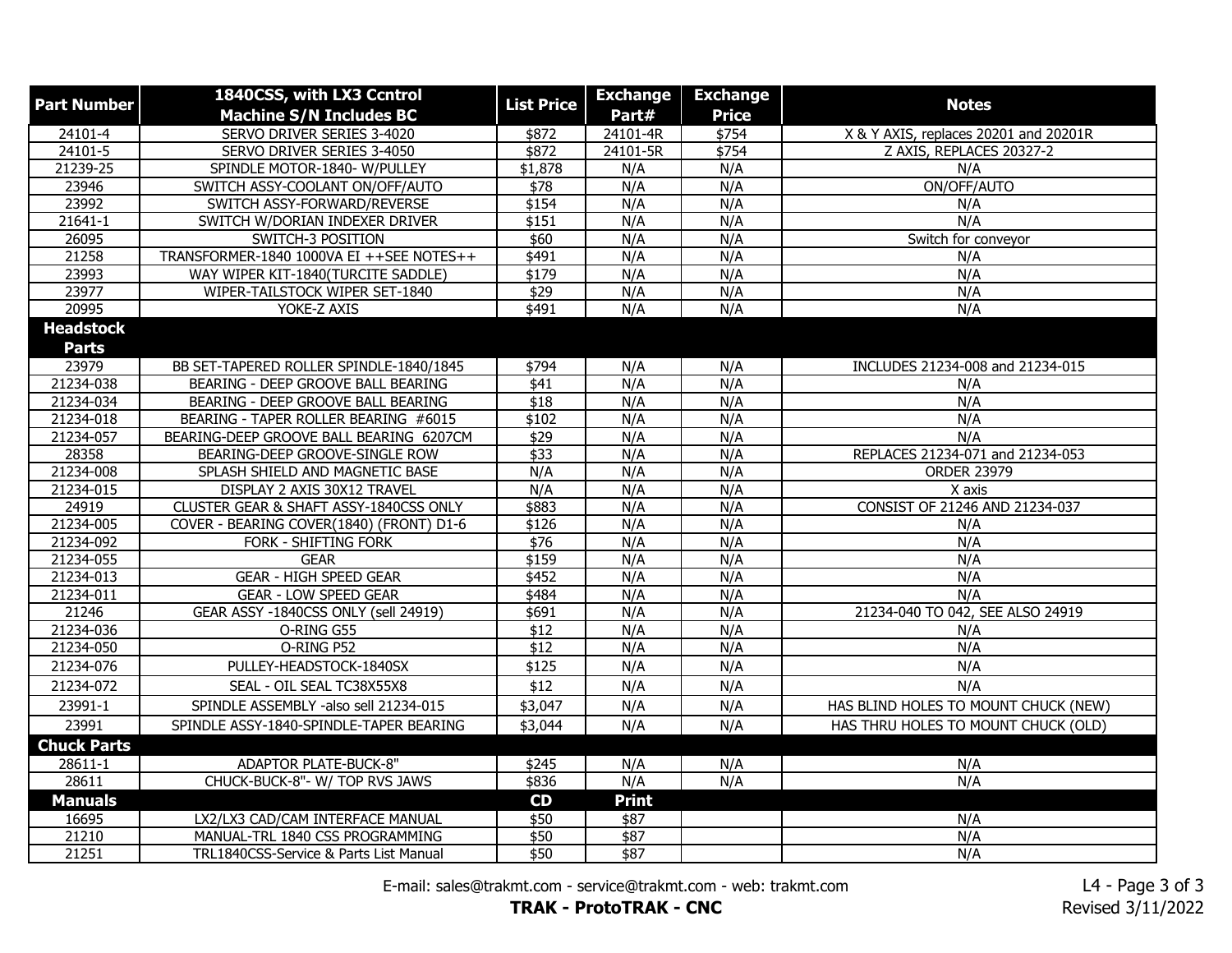| Part Number | 1840CSS, with LX3 Ccntrol Machine S/N Includes BC | List Price | Exchange Part# | Exchange Price | Notes |
|---|---|---|---|---|---|
| 24101-4 | SERVO DRIVER SERIES 3-4020 | $872 | 24101-4R | $754 | X & Y AXIS, replaces 20201 and 20201R |
| 24101-5 | SERVO DRIVER SERIES 3-4050 | $872 | 24101-5R | $754 | Z AXIS, REPLACES 20327-2 |
| 21239-25 | SPINDLE MOTOR-1840- W/PULLEY | $1,878 | N/A | N/A | N/A |
| 23946 | SWITCH ASSY-COOLANT ON/OFF/AUTO | $78 | N/A | N/A | ON/OFF/AUTO |
| 23992 | SWITCH ASSY-FORWARD/REVERSE | $154 | N/A | N/A | N/A |
| 21641-1 | SWITCH W/DORIAN INDEXER DRIVER | $151 | N/A | N/A | N/A |
| 26095 | SWITCH-3 POSITION | $60 | N/A | N/A | Switch for conveyor |
| 21258 | TRANSFORMER-1840 1000VA EI ++SEE NOTES++ | $491 | N/A | N/A | N/A |
| 23993 | WAY WIPER KIT-1840(TURCITE SADDLE) | $179 | N/A | N/A | N/A |
| 23977 | WIPER-TAILSTOCK WIPER SET-1840 | $29 | N/A | N/A | N/A |
| 20995 | YOKE-Z AXIS | $491 | N/A | N/A | N/A |
| **Headstock Parts** | | | | | |
| 23979 | BB SET-TAPERED ROLLER SPINDLE-1840/1845 | $794 | N/A | N/A | INCLUDES 21234-008 and 21234-015 |
| 21234-038 | BEARING - DEEP GROOVE BALL BEARING | $41 | N/A | N/A | N/A |
| 21234-034 | BEARING - DEEP GROOVE BALL BEARING | $18 | N/A | N/A | N/A |
| 21234-018 | BEARING - TAPER ROLLER BEARING #6015 | $102 | N/A | N/A | N/A |
| 21234-057 | BEARING-DEEP GROOVE BALL BEARING 6207CM | $29 | N/A | N/A | N/A |
| 28358 | BEARING-DEEP GROOVE-SINGLE ROW | $33 | N/A | N/A | REPLACES 21234-071 and 21234-053 |
| 21234-008 | SPLASH SHIELD AND MAGNETIC BASE | N/A | N/A | N/A | ORDER 23979 |
| 21234-015 | DISPLAY 2 AXIS 30X12 TRAVEL | N/A | N/A | N/A | X axis |
| 24919 | CLUSTER GEAR & SHAFT ASSY-1840CSS ONLY | $883 | N/A | N/A | CONSIST OF 21246 AND 21234-037 |
| 21234-005 | COVER - BEARING COVER(1840) (FRONT) D1-6 | $126 | N/A | N/A | N/A |
| 21234-092 | FORK - SHIFTING FORK | $76 | N/A | N/A | N/A |
| 21234-055 | GEAR | $159 | N/A | N/A | N/A |
| 21234-013 | GEAR - HIGH SPEED GEAR | $452 | N/A | N/A | N/A |
| 21234-011 | GEAR - LOW SPEED GEAR | $484 | N/A | N/A | N/A |
| 21246 | GEAR ASSY -1840CSS ONLY (sell 24919) | $691 | N/A | N/A | 21234-040 TO 042, SEE ALSO 24919 |
| 21234-036 | O-RING G55 | $12 | N/A | N/A | N/A |
| 21234-050 | O-RING P52 | $12 | N/A | N/A | N/A |
| 21234-076 | PULLEY-HEADSTOCK-1840SX | $125 | N/A | N/A | N/A |
| 21234-072 | SEAL - OIL SEAL TC38X55X8 | $12 | N/A | N/A | N/A |
| 23991-1 | SPINDLE ASSEMBLY -also sell 21234-015 | $3,047 | N/A | N/A | HAS BLIND HOLES TO MOUNT CHUCK (NEW) |
| 23991 | SPINDLE ASSY-1840-SPINDLE-TAPER BEARING | $3,044 | N/A | N/A | HAS THRU HOLES TO MOUNT CHUCK (OLD) |
| **Chuck Parts** | | | | | |
| 28611-1 | ADAPTOR PLATE-BUCK-8" | $245 | N/A | N/A | N/A |
| 28611 | CHUCK-BUCK-8"- W/ TOP RVS JAWS | $836 | N/A | N/A | N/A |
| **Manuals** | | **CD** | **Print** | | |
| 16695 | LX2/LX3 CAD/CAM INTERFACE MANUAL | $50 | $87 | | N/A |
| 21210 | MANUAL-TRL 1840 CSS PROGRAMMING | $50 | $87 | | N/A |
| 21251 | TRL1840CSS-Service & Parts List Manual | $50 | $87 | | N/A |

E-mail: sales@trakmt.com - service@trakmt.com - web: trakmt.com

**TRAK - ProtoTRAK - CNC**

Revised 3/11/2022